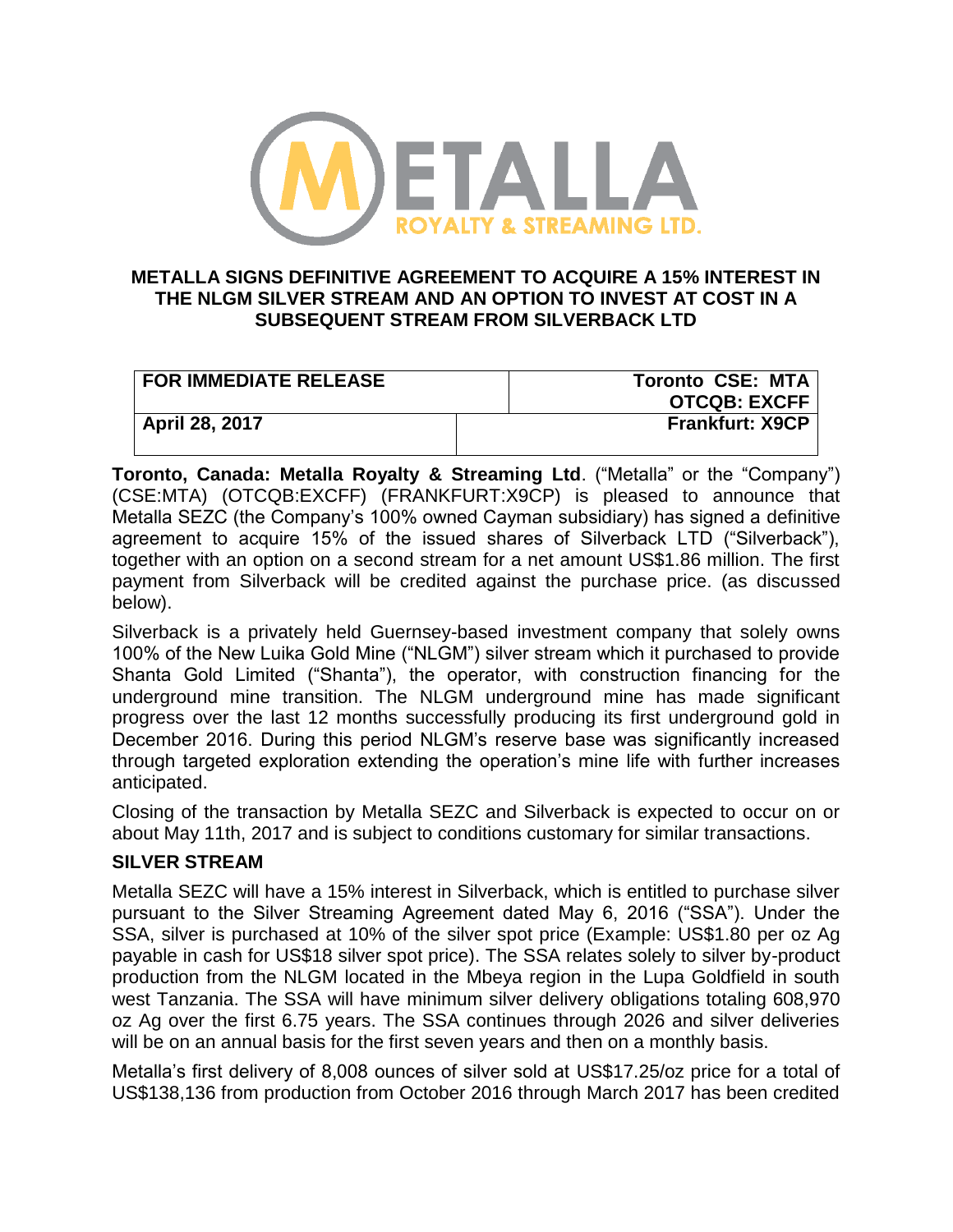# METALLA SIGNS DEFINITIVE AGREEMENT TO ACQUIRE A 15% INTEREST IN THE NLGM SILVER STREAM AND AN OPTION TO INVEST AT COST IN A SUBSEQUENT STREAM FROM SILVERBACK LTD

| FOR IMMEDIATE RELEASE | Toronto CSE: MTA<br>OTCQB: EXCFF |
|---|---|
| April 28, 2017 | Frankfurt: X9CP |

**Toronto, Canada: Metalla Royalty & Streaming Ltd**. ("Metalla" or the "Company") (CSE:MTA) (OTCQB:EXCFF) (FRANKFURT:X9CP) is pleased to announce that Metalla SEZC (the Company's 100% owned Cayman subsidiary) has signed a definitive agreement to acquire 15% of the issued shares of Silverback LTD ("Silverback"), together with an option on a second stream for a net amount US$1.86 million. The first payment from Silverback will be credited against the purchase price. (as discussed below).

Silverback is a privately held Guernsey-based investment company that solely owns 100% of the New Luika Gold Mine ("NLGM") silver stream which it purchased to provide Shanta Gold Limited ("Shanta"), the operator, with construction financing for the underground mine transition. The NLGM underground mine has made significant progress over the last 12 months successfully producing its first underground gold in December 2016. During this period NLGM's reserve base was significantly increased through targeted exploration extending the operation's mine life with further increases anticipated.

Closing of the transaction by Metalla SEZC and Silverback is expected to occur on or about May 11th, 2017 and is subject to conditions customary for similar transactions.

## SILVER STREAM

Metalla SEZC will have a 15% interest in Silverback, which is entitled to purchase silver pursuant to the Silver Streaming Agreement dated May 6, 2016 ("SSA"). Under the SSA, silver is purchased at 10% of the silver spot price (Example: US$1.80 per oz Ag payable in cash for US$18 silver spot price). The SSA relates solely to silver by-product production from the NLGM located in the Mbeya region in the Lupa Goldfield in south west Tanzania. The SSA will have minimum silver delivery obligations totaling 608,970 oz Ag over the first 6.75 years. The SSA continues through 2026 and silver deliveries will be on an annual basis for the first seven years and then on a monthly basis.

Metalla's first delivery of 8,008 ounces of silver sold at US$17.25/oz price for a total of US$138,136 from production from October 2016 through March 2017 has been credited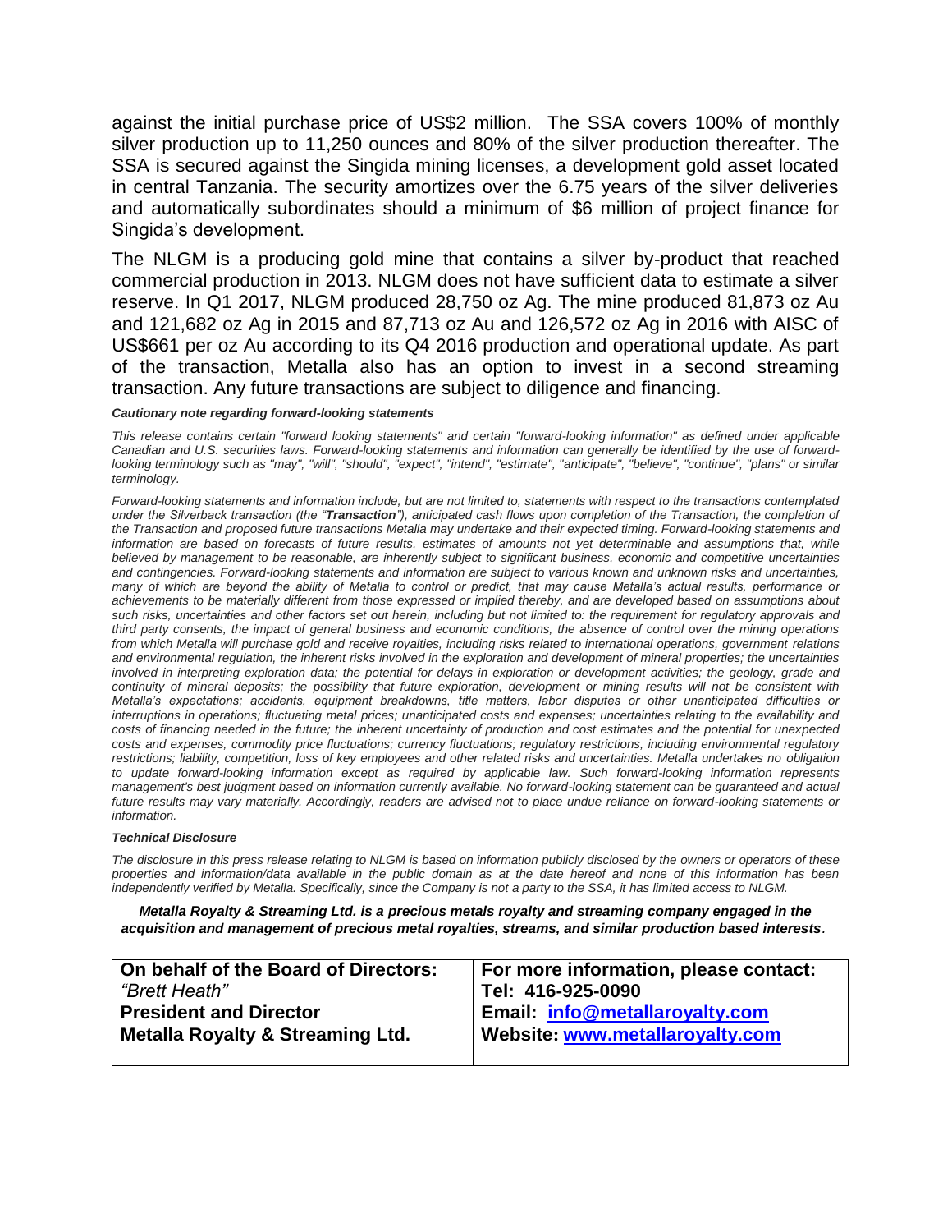against the initial purchase price of US$2 million. The SSA covers 100% of monthly silver production up to 11,250 ounces and 80% of the silver production thereafter. The SSA is secured against the Singida mining licenses, a development gold asset located in central Tanzania. The security amortizes over the 6.75 years of the silver deliveries and automatically subordinates should a minimum of $6 million of project finance for Singida's development.

The NLGM is a producing gold mine that contains a silver by-product that reached commercial production in 2013. NLGM does not have sufficient data to estimate a silver reserve. In Q1 2017, NLGM produced 28,750 oz Ag. The mine produced 81,873 oz Au and 121,682 oz Ag in 2015 and 87,713 oz Au and 126,572 oz Ag in 2016 with AISC of US$661 per oz Au according to its Q4 2016 production and operational update. As part of the transaction, Metalla also has an option to invest in a second streaming transaction. Any future transactions are subject to diligence and financing.

***Cautionary note regarding forward-looking statements***

*This release contains certain "forward looking statements" and certain "forward-looking information" as defined under applicable Canadian and U.S. securities laws. Forward-looking statements and information can generally be identified by the use of forward-looking terminology such as "may", "will", "should", "expect", "intend", "estimate", "anticipate", "believe", "continue", "plans" or similar terminology.*

*Forward-looking statements and information include, but are not limited to, statements with respect to the transactions contemplated under the Silverback transaction (the "**Transaction**"), anticipated cash flows upon completion of the Transaction, the completion of the Transaction and proposed future transactions Metalla may undertake and their expected timing. Forward-looking statements and information are based on forecasts of future results, estimates of amounts not yet determinable and assumptions that, while believed by management to be reasonable, are inherently subject to significant business, economic and competitive uncertainties and contingencies. Forward-looking statements and information are subject to various known and unknown risks and uncertainties, many of which are beyond the ability of Metalla to control or predict, that may cause Metalla's actual results, performance or achievements to be materially different from those expressed or implied thereby, and are developed based on assumptions about such risks, uncertainties and other factors set out herein, including but not limited to: the requirement for regulatory approvals and third party consents, the impact of general business and economic conditions, the absence of control over the mining operations from which Metalla will purchase gold and receive royalties, including risks related to international operations, government relations and environmental regulation, the inherent risks involved in the exploration and development of mineral properties; the uncertainties involved in interpreting exploration data; the potential for delays in exploration or development activities; the geology, grade and continuity of mineral deposits; the possibility that future exploration, development or mining results will not be consistent with Metalla's expectations; accidents, equipment breakdowns, title matters, labor disputes or other unanticipated difficulties or interruptions in operations; fluctuating metal prices; unanticipated costs and expenses; uncertainties relating to the availability and costs of financing needed in the future; the inherent uncertainty of production and cost estimates and the potential for unexpected costs and expenses, commodity price fluctuations; currency fluctuations; regulatory restrictions, including environmental regulatory restrictions; liability, competition, loss of key employees and other related risks and uncertainties. Metalla undertakes no obligation to update forward-looking information except as required by applicable law. Such forward-looking information represents management's best judgment based on information currently available. No forward-looking statement can be guaranteed and actual future results may vary materially. Accordingly, readers are advised not to place undue reliance on forward-looking statements or information.*

***Technical Disclosure***

*The disclosure in this press release relating to NLGM is based on information publicly disclosed by the owners or operators of these properties and information/data available in the public domain as at the date hereof and none of this information has been independently verified by Metalla. Specifically, since the Company is not a party to the SSA, it has limited access to NLGM.*

***Metalla Royalty & Streaming Ltd. is a precious metals royalty and streaming company engaged in the acquisition and management of precious metal royalties, streams, and similar production based interests.***

| | |
|---|---|
| **On behalf of the Board of Directors:** | **For more information, please contact:** |
| *"Brett Heath"* | **Tel: 416-925-0090** |
| **President and Director** | **Email: info@metallaroyalty.com** |
| **Metalla Royalty & Streaming Ltd.** | **Website: www.metallaroyalty.com** |